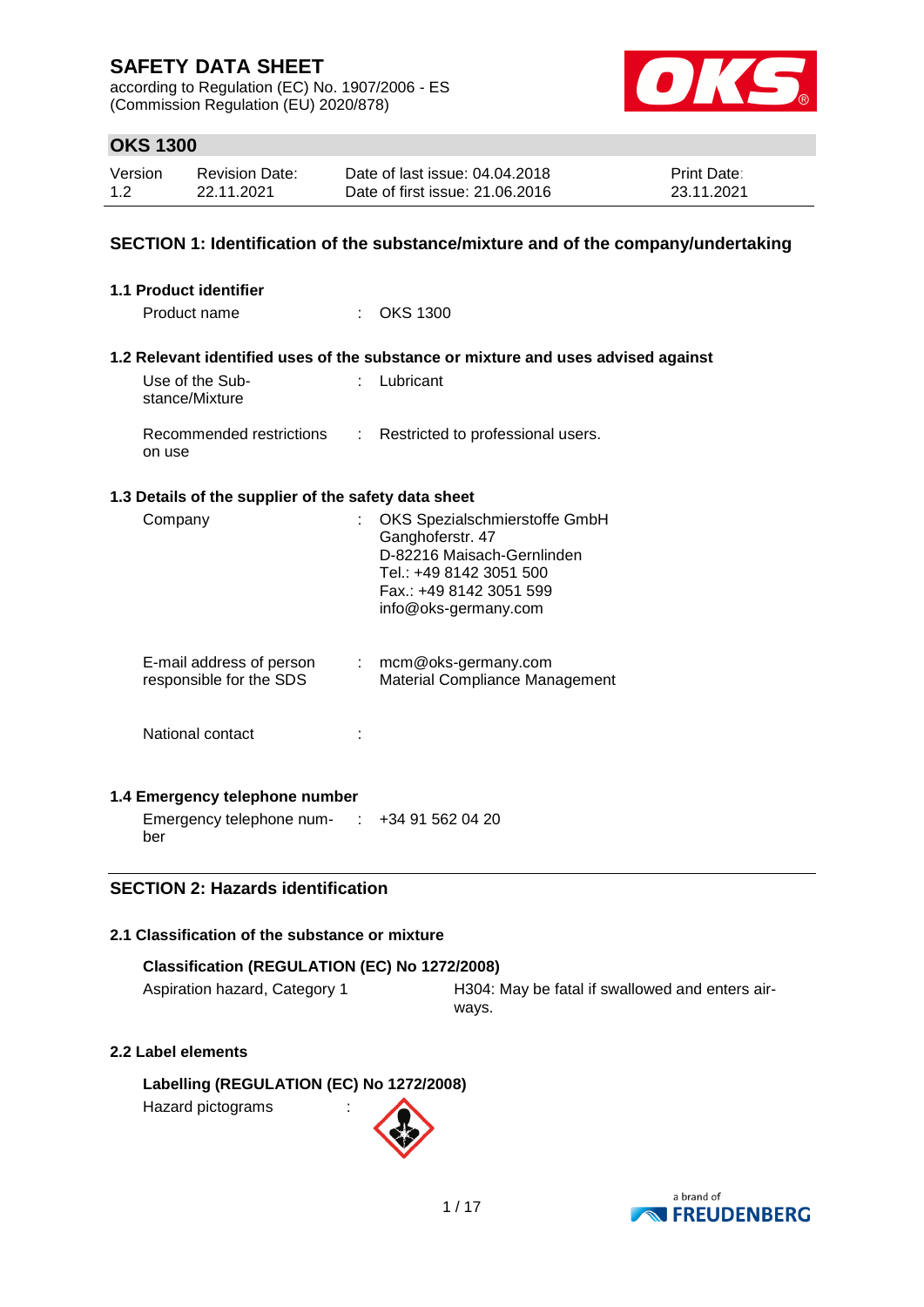# SAFETY DATA SHEET

according to Regulation (EC) No. 1907/2006 - ES
(Commission Regulation (EU) 2020/878)

## OKS 1300

| Version | Revision Date: | Date of last issue: 04.04.2018 | Print Date: |
|---|---|---|---|
| 1.2 | 22.11.2021 | Date of first issue: 21.06.2016 | 23.11.2021 |

## SECTION 1: Identification of the substance/mixture and of the company/undertaking

### 1.1 Product identifier

Product name : OKS 1300

### 1.2 Relevant identified uses of the substance or mixture and uses advised against

Use of the Substance/Mixture : Lubricant

Recommended restrictions on use : Restricted to professional users.

### 1.3 Details of the supplier of the safety data sheet

Company : OKS Spezialschmierstoffe GmbH
Ganghoferstr. 47
D-82216 Maisach-Gernlinden
Tel.: +49 8142 3051 500
Fax.: +49 8142 3051 599
info@oks-germany.com

E-mail address of person responsible for the SDS : mcm@oks-germany.com
Material Compliance Management

National contact :

### 1.4 Emergency telephone number

Emergency telephone number : +34 91 562 04 20

## SECTION 2: Hazards identification

### 2.1 Classification of the substance or mixture

**Classification (REGULATION (EC) No 1272/2008)**

Aspiration hazard, Category 1 — H304: May be fatal if swallowed and enters airways.

### 2.2 Label elements

**Labelling (REGULATION (EC) No 1272/2008)**

Hazard pictograms :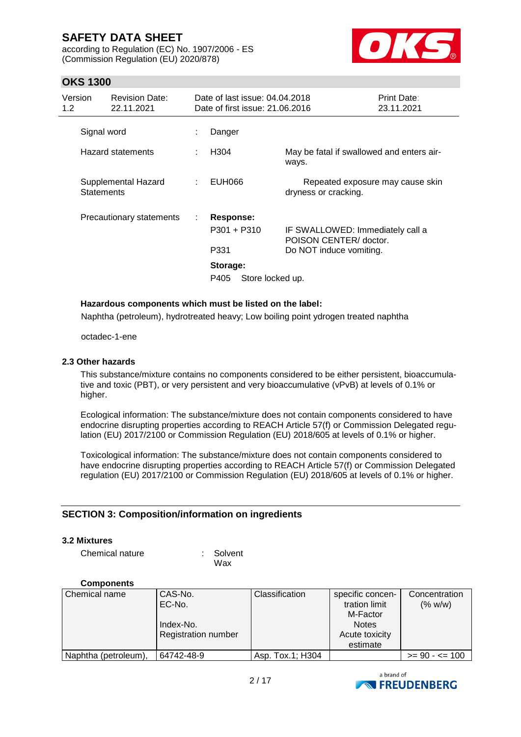| | | |
|---|---|---|
| Signal word | : | Danger |
| Hazard statements | : | H304 May be fatal if swallowed and enters airways. |
| Supplemental Hazard Statements | : | EUH066 Repeated exposure may cause skin dryness or cracking. |
| Precautionary statements | : | **Response:**<br>P301 + P310 IF SWALLOWED: Immediately call a POISON CENTER/ doctor.<br>P331 Do NOT induce vomiting.<br>**Storage:**<br>P405 Store locked up. |

**Hazardous components which must be listed on the label:**

Naphtha (petroleum), hydrotreated heavy; Low boiling point ydrogen treated naphtha

octadec-1-ene

### 2.3 Other hazards

This substance/mixture contains no components considered to be either persistent, bioaccumulative and toxic (PBT), or very persistent and very bioaccumulative (vPvB) at levels of 0.1% or higher.

Ecological information: The substance/mixture does not contain components considered to have endocrine disrupting properties according to REACH Article 57(f) or Commission Delegated regulation (EU) 2017/2100 or Commission Regulation (EU) 2018/605 at levels of 0.1% or higher.

Toxicological information: The substance/mixture does not contain components considered to have endocrine disrupting properties according to REACH Article 57(f) or Commission Delegated regulation (EU) 2017/2100 or Commission Regulation (EU) 2018/605 at levels of 0.1% or higher.

## SECTION 3: Composition/information on ingredients

### 3.2 Mixtures

Chemical nature : Solvent
Wax

**Components**

| Chemical name | CAS-No.<br>EC-No.<br>Index-No.<br>Registration number | Classification | specific concentration limit<br>M-Factor<br>Notes<br>Acute toxicity estimate | Concentration (% w/w) |
|---|---|---|---|---|
| Naphtha (petroleum), | 64742-48-9 | Asp. Tox.1; H304 | | >= 90 - <= 100 |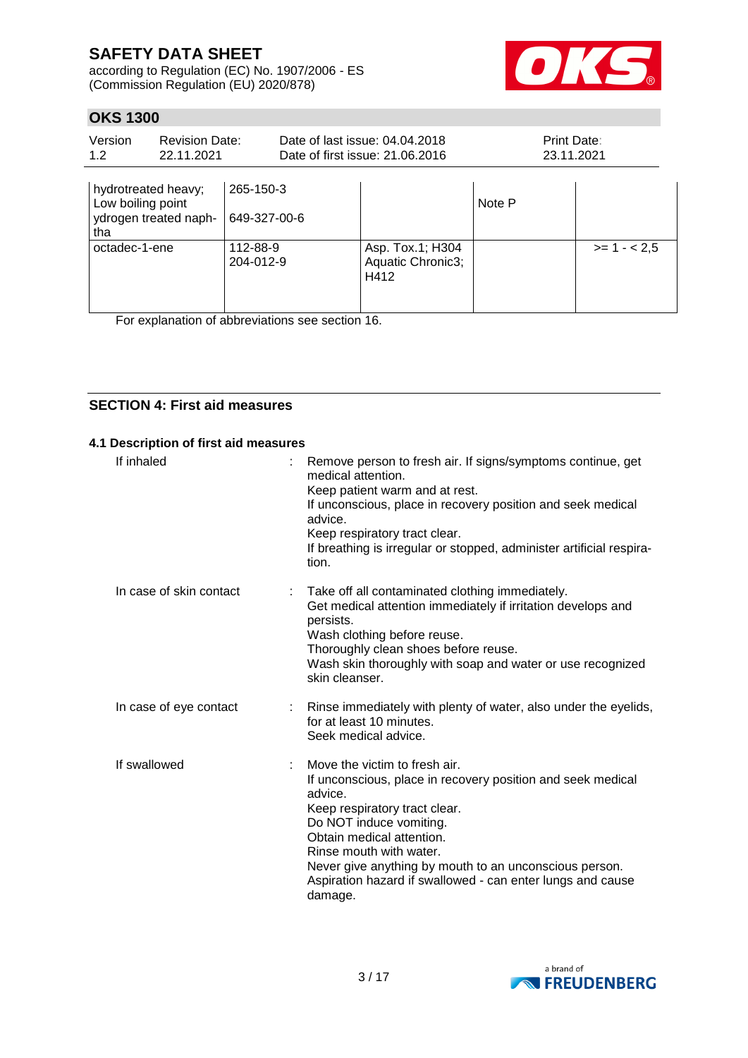| | | | | |
|---|---|---|---|---|
| hydrotreated heavy; Low boiling point ydrogen treated naph-tha | 265-150-3<br>649-327-00-6 | | Note P | |
| octadec-1-ene | 112-88-9<br>204-012-9 | Asp. Tox.1; H304<br>Aquatic Chronic3; H412 | | >= 1 - < 2,5 |

For explanation of abbreviations see section 16.

## SECTION 4: First aid measures

### 4.1 Description of first aid measures

If inhaled : Remove person to fresh air. If signs/symptoms continue, get medical attention.
Keep patient warm and at rest.
If unconscious, place in recovery position and seek medical advice.
Keep respiratory tract clear.
If breathing is irregular or stopped, administer artificial respiration.

In case of skin contact : Take off all contaminated clothing immediately.
Get medical attention immediately if irritation develops and persists.
Wash clothing before reuse.
Thoroughly clean shoes before reuse.
Wash skin thoroughly with soap and water or use recognized skin cleanser.

In case of eye contact : Rinse immediately with plenty of water, also under the eyelids, for at least 10 minutes.
Seek medical advice.

If swallowed : Move the victim to fresh air.
If unconscious, place in recovery position and seek medical advice.
Keep respiratory tract clear.
Do NOT induce vomiting.
Obtain medical attention.
Rinse mouth with water.
Never give anything by mouth to an unconscious person.
Aspiration hazard if swallowed - can enter lungs and cause damage.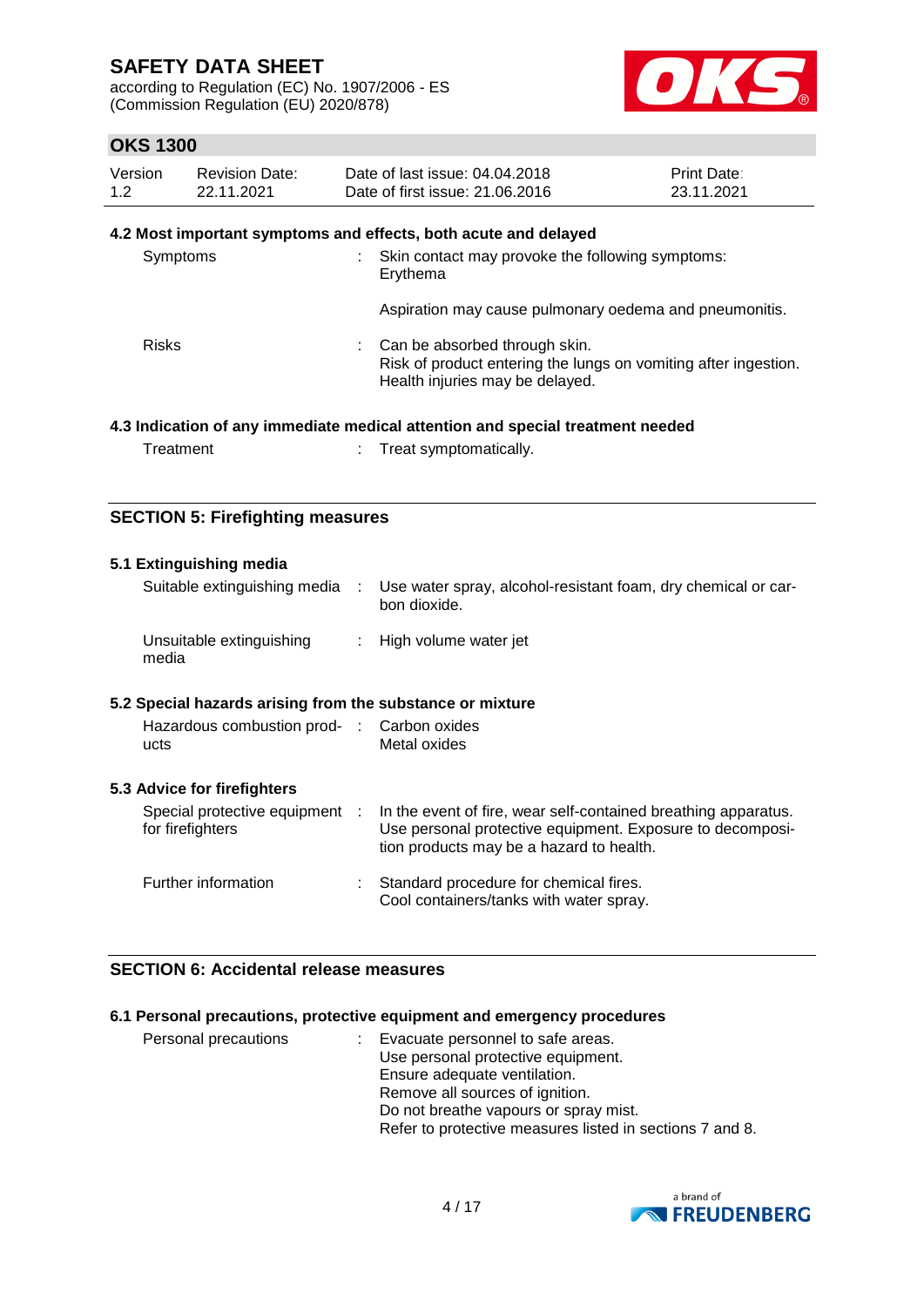#### 4.2 Most important symptoms and effects, both acute and delayed

| | |
|---|---|
| Symptoms | : Skin contact may provoke the following symptoms: Erythema<br><br>Aspiration may cause pulmonary oedema and pneumonitis. |
| Risks | : Can be absorbed through skin.<br>Risk of product entering the lungs on vomiting after ingestion.<br>Health injuries may be delayed. |

#### 4.3 Indication of any immediate medical attention and special treatment needed

| | |
|---|---|
| Treatment | : Treat symptomatically. |

## SECTION 5: Firefighting measures

#### 5.1 Extinguishing media

| | |
|---|---|
| Suitable extinguishing media | : Use water spray, alcohol-resistant foam, dry chemical or carbon dioxide. |
| Unsuitable extinguishing media | : High volume water jet |

#### 5.2 Special hazards arising from the substance or mixture

| | |
|---|---|
| Hazardous combustion products | : Carbon oxides<br>Metal oxides |

#### 5.3 Advice for firefighters

| | |
|---|---|
| Special protective equipment for firefighters | : In the event of fire, wear self-contained breathing apparatus.<br>Use personal protective equipment. Exposure to decomposition products may be a hazard to health. |
| Further information | : Standard procedure for chemical fires.<br>Cool containers/tanks with water spray. |

## SECTION 6: Accidental release measures

#### 6.1 Personal precautions, protective equipment and emergency procedures

| | |
|---|---|
| Personal precautions | : Evacuate personnel to safe areas.<br>Use personal protective equipment.<br>Ensure adequate ventilation.<br>Remove all sources of ignition.<br>Do not breathe vapours or spray mist.<br>Refer to protective measures listed in sections 7 and 8. |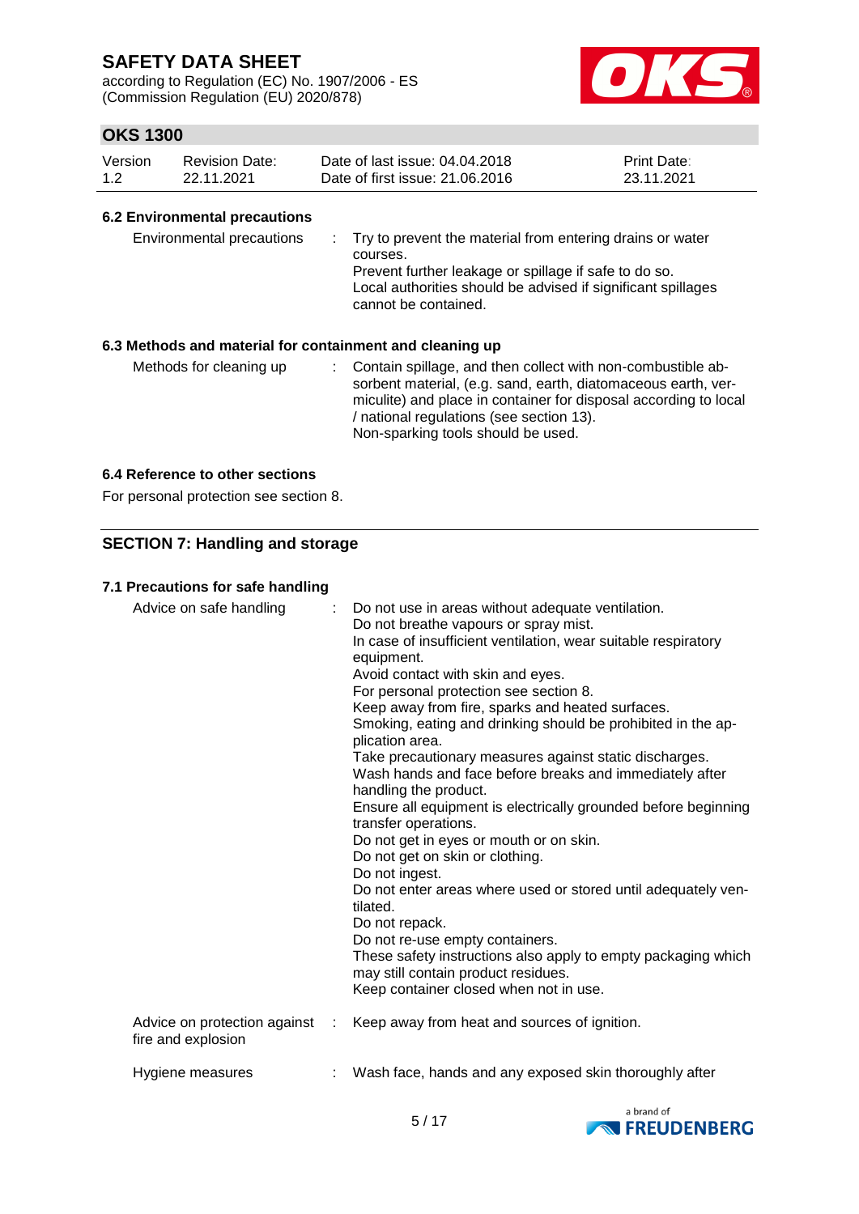### 6.2 Environmental precautions

| | |
|---|---|
| Environmental precautions | : Try to prevent the material from entering drains or water courses.<br>Prevent further leakage or spillage if safe to do so.<br>Local authorities should be advised if significant spillages cannot be contained. |

### 6.3 Methods and material for containment and cleaning up

| | |
|---|---|
| Methods for cleaning up | : Contain spillage, and then collect with non-combustible absorbent material, (e.g. sand, earth, diatomaceous earth, vermiculite) and place in container for disposal according to local / national regulations (see section 13).<br>Non-sparking tools should be used. |

### 6.4 Reference to other sections

For personal protection see section 8.

## SECTION 7: Handling and storage

### 7.1 Precautions for safe handling

| | |
|---|---|
| Advice on safe handling | : Do not use in areas without adequate ventilation.<br>Do not breathe vapours or spray mist.<br>In case of insufficient ventilation, wear suitable respiratory equipment.<br>Avoid contact with skin and eyes.<br>For personal protection see section 8.<br>Keep away from fire, sparks and heated surfaces.<br>Smoking, eating and drinking should be prohibited in the application area.<br>Take precautionary measures against static discharges.<br>Wash hands and face before breaks and immediately after handling the product.<br>Ensure all equipment is electrically grounded before beginning transfer operations.<br>Do not get in eyes or mouth or on skin.<br>Do not get on skin or clothing.<br>Do not ingest.<br>Do not enter areas where used or stored until adequately ventilated.<br>Do not repack.<br>Do not re-use empty containers.<br>These safety instructions also apply to empty packaging which may still contain product residues.<br>Keep container closed when not in use. |
| Advice on protection against fire and explosion | : Keep away from heat and sources of ignition. |
| Hygiene measures | : Wash face, hands and any exposed skin thoroughly after |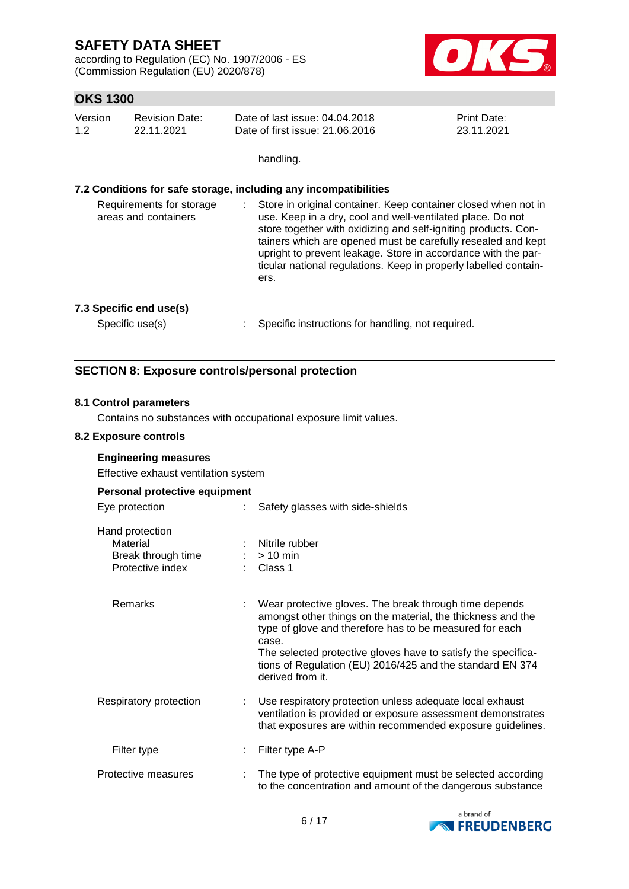handling.

### 7.2 Conditions for safe storage, including any incompatibilities

| | | |
|---|---|---|
| Requirements for storage areas and containers | : | Store in original container. Keep container closed when not in use. Keep in a dry, cool and well-ventilated place. Do not store together with oxidizing and self-igniting products. Containers which are opened must be carefully resealed and kept upright to prevent leakage. Store in accordance with the particular national regulations. Keep in properly labelled containers. |

### 7.3 Specific end use(s)

| | | |
|---|---|---|
| Specific use(s) | : | Specific instructions for handling, not required. |

## SECTION 8: Exposure controls/personal protection

### 8.1 Control parameters

Contains no substances with occupational exposure limit values.

### 8.2 Exposure controls

**Engineering measures**

Effective exhaust ventilation system

**Personal protective equipment**

| | | |
|---|---|---|
| Eye protection | : | Safety glasses with side-shields |
| Hand protection | | |
| Material | : | Nitrile rubber |
| Break through time | : | > 10 min |
| Protective index | : | Class 1 |
| Remarks | : | Wear protective gloves. The break through time depends amongst other things on the material, the thickness and the type of glove and therefore has to be measured for each case. The selected protective gloves have to satisfy the specifications of Regulation (EU) 2016/425 and the standard EN 374 derived from it. |
| Respiratory protection | : | Use respiratory protection unless adequate local exhaust ventilation is provided or exposure assessment demonstrates that exposures are within recommended exposure guidelines. |
| Filter type | : | Filter type A-P |
| Protective measures | : | The type of protective equipment must be selected according to the concentration and amount of the dangerous substance |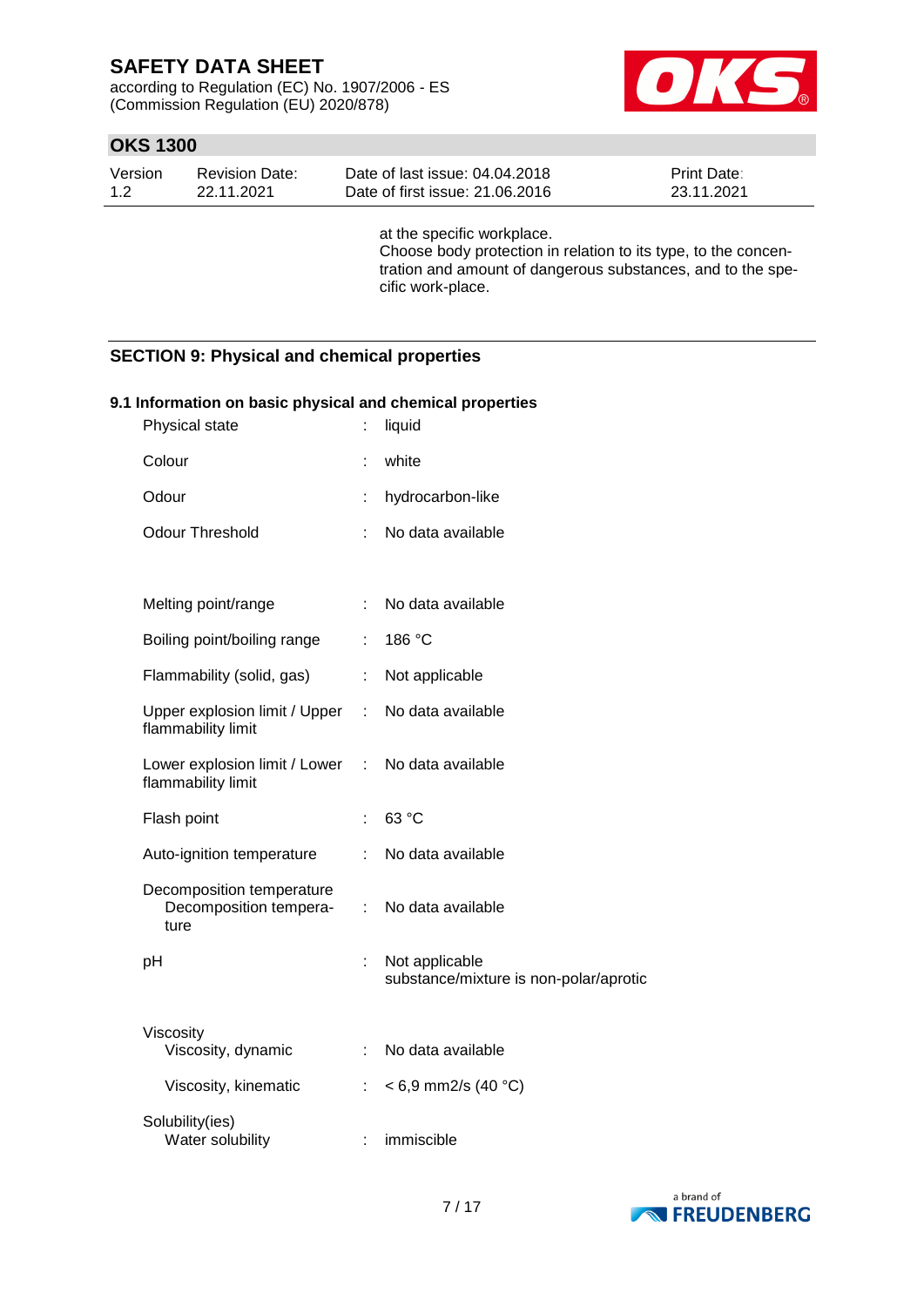at the specific workplace.
Choose body protection in relation to its type, to the concentration and amount of dangerous substances, and to the specific work-place.

## SECTION 9: Physical and chemical properties

### 9.1 Information on basic physical and chemical properties

| Property | | Value |
|---|---|---|
| Physical state | : | liquid |
| Colour | : | white |
| Odour | : | hydrocarbon-like |
| Odour Threshold | : | No data available |
| Melting point/range | : | No data available |
| Boiling point/boiling range | : | 186 °C |
| Flammability (solid, gas) | : | Not applicable |
| Upper explosion limit / Upper flammability limit | : | No data available |
| Lower explosion limit / Lower flammability limit | : | No data available |
| Flash point | : | 63 °C |
| Auto-ignition temperature | : | No data available |
| Decomposition temperature<br>Decomposition temperature | : | No data available |
| pH | : | Not applicable<br>substance/mixture is non-polar/aprotic |
| Viscosity<br>Viscosity, dynamic | : | No data available |
| Viscosity, kinematic | : | < 6,9 mm2/s (40 °C) |
| Solubility(ies)<br>Water solubility | : | immiscible |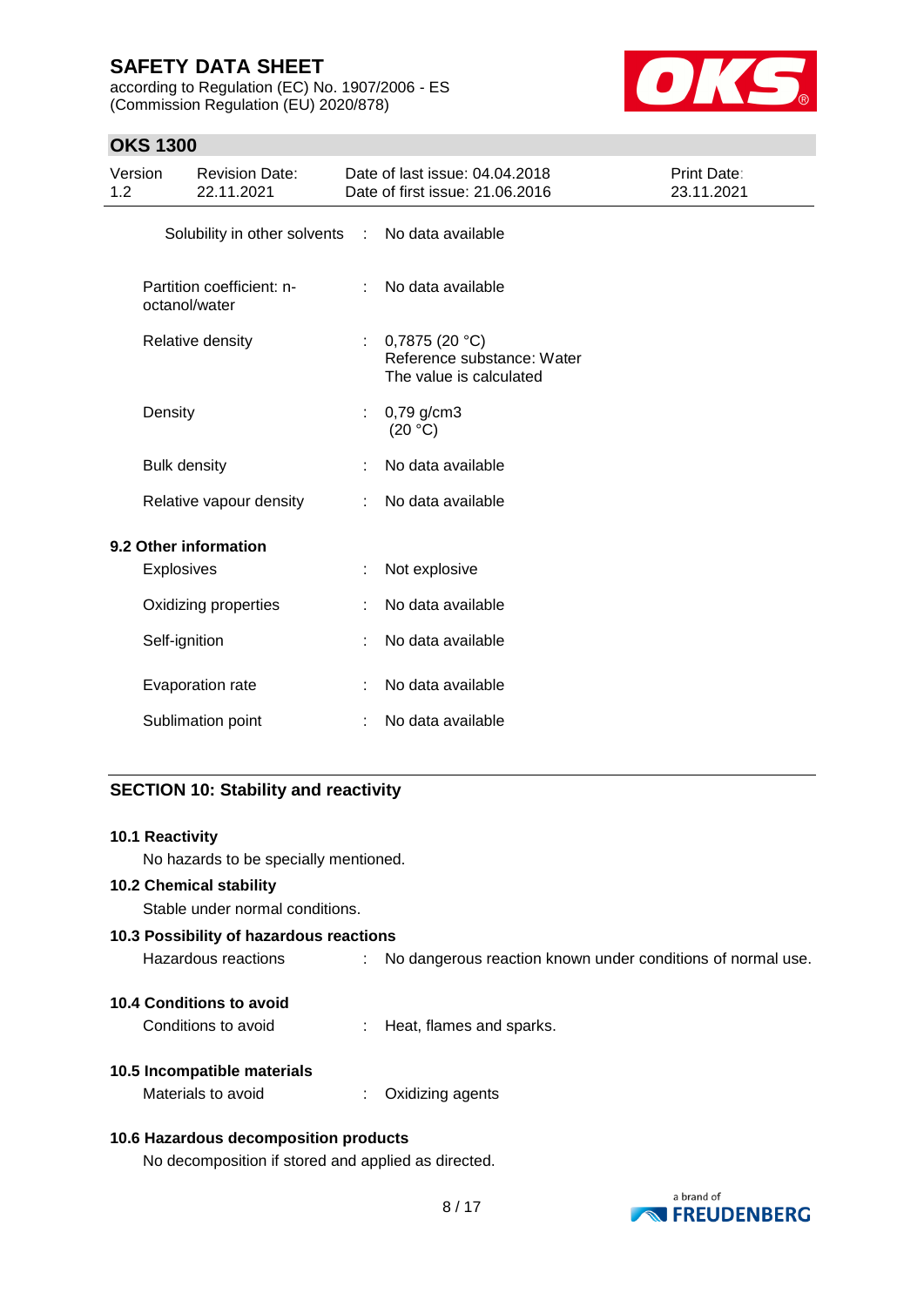Solubility in other solvents : No data available

Partition coefficient: n-octanol/water : No data available

Relative density : 0,7875 (20 °C)
Reference substance: Water
The value is calculated

Density : 0,79 g/cm3
(20 °C)

Bulk density : No data available

Relative vapour density : No data available

**9.2 Other information**

Explosives : Not explosive

Oxidizing properties : No data available

Self-ignition : No data available

Evaporation rate : No data available

Sublimation point : No data available

## SECTION 10: Stability and reactivity

**10.1 Reactivity**

No hazards to be specially mentioned.

**10.2 Chemical stability**

Stable under normal conditions.

**10.3 Possibility of hazardous reactions**

Hazardous reactions : No dangerous reaction known under conditions of normal use.

**10.4 Conditions to avoid**

Conditions to avoid : Heat, flames and sparks.

**10.5 Incompatible materials**

Materials to avoid : Oxidizing agents

**10.6 Hazardous decomposition products**

No decomposition if stored and applied as directed.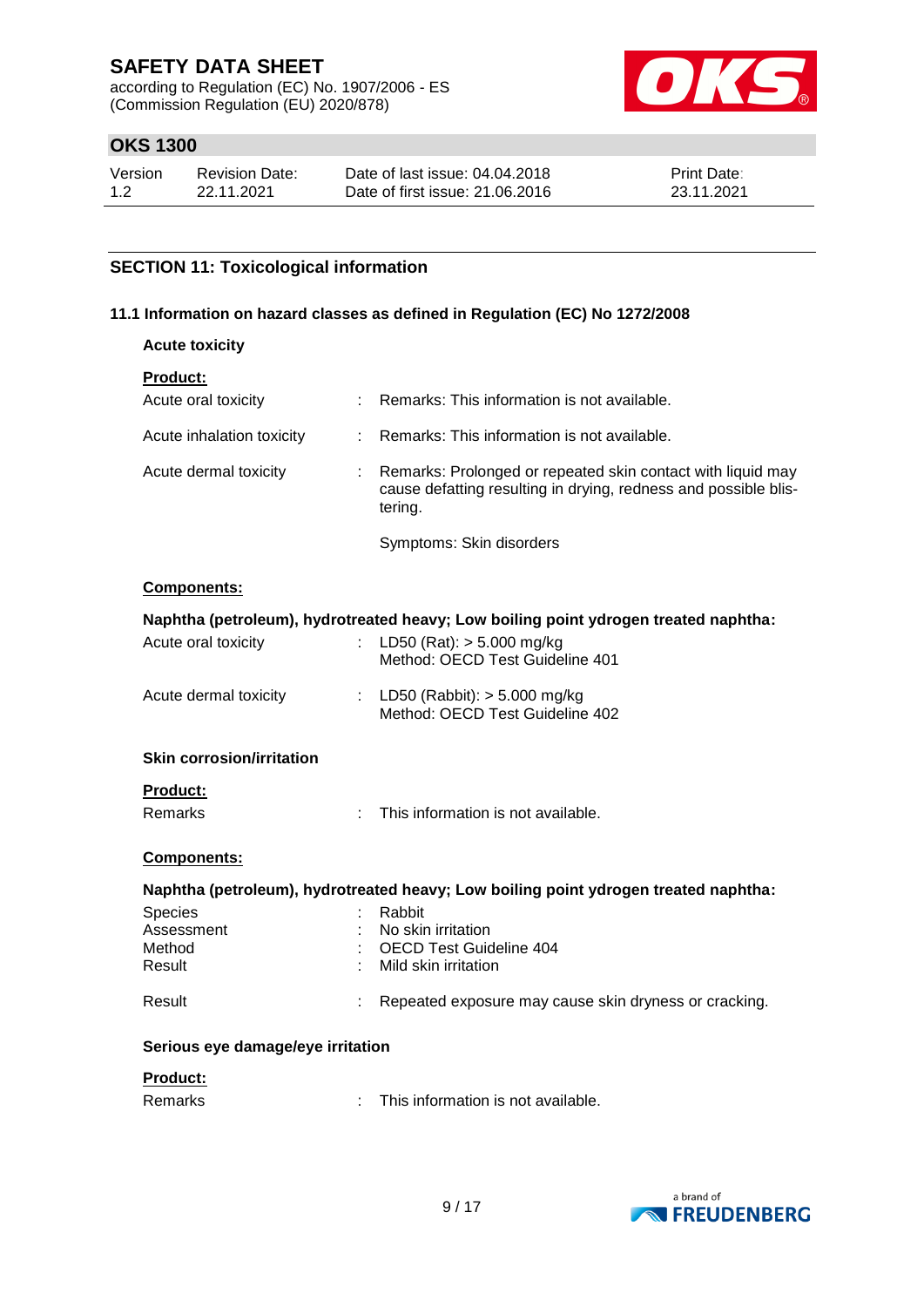## SECTION 11: Toxicological information

### 11.1 Information on hazard classes as defined in Regulation (EC) No 1272/2008

**Acute toxicity**

**Product:**

Acute oral toxicity : Remarks: This information is not available.

Acute inhalation toxicity : Remarks: This information is not available.

Acute dermal toxicity : Remarks: Prolonged or repeated skin contact with liquid may cause defatting resulting in drying, redness and possible blistering.

Symptoms: Skin disorders

**Components:**

**Naphtha (petroleum), hydrotreated heavy; Low boiling point ydrogen treated naphtha:**

Acute oral toxicity : LD50 (Rat): > 5.000 mg/kg
Method: OECD Test Guideline 401

Acute dermal toxicity : LD50 (Rabbit): > 5.000 mg/kg
Method: OECD Test Guideline 402

**Skin corrosion/irritation**

**Product:**

Remarks : This information is not available.

**Components:**

**Naphtha (petroleum), hydrotreated heavy; Low boiling point ydrogen treated naphtha:**

Species : Rabbit
Assessment : No skin irritation
Method : OECD Test Guideline 404
Result : Mild skin irritation

Result : Repeated exposure may cause skin dryness or cracking.

**Serious eye damage/eye irritation**

**Product:**

Remarks : This information is not available.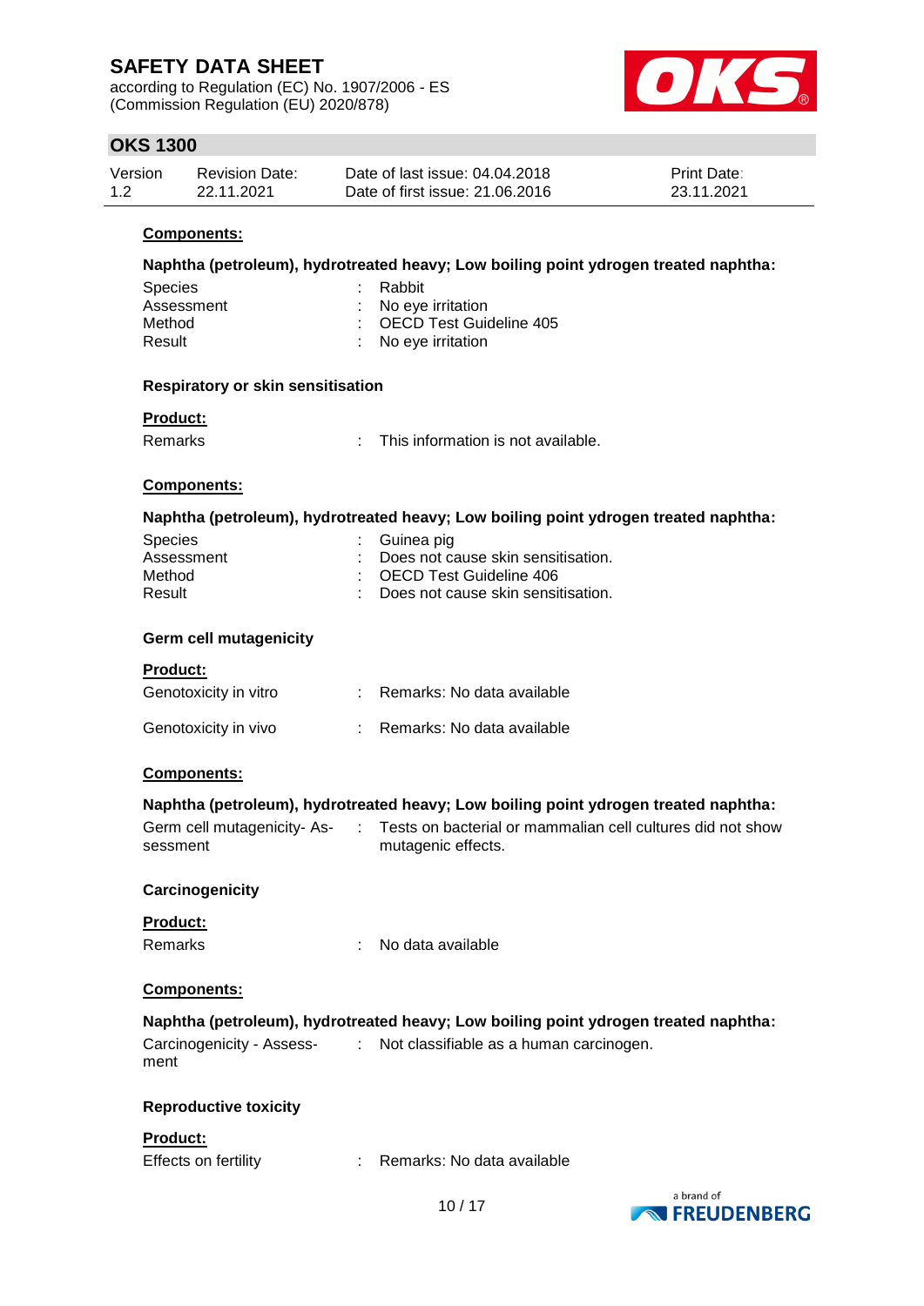**Components:**

**Naphtha (petroleum), hydrotreated heavy; Low boiling point ydrogen treated naphtha:**

| | | |
|---|---|---|
| Species | : | Rabbit |
| Assessment | : | No eye irritation |
| Method | : | OECD Test Guideline 405 |
| Result | : | No eye irritation |

**Respiratory or skin sensitisation**

**Product:**

Remarks : This information is not available.

**Components:**

**Naphtha (petroleum), hydrotreated heavy; Low boiling point ydrogen treated naphtha:**

| | | |
|---|---|---|
| Species | : | Guinea pig |
| Assessment | : | Does not cause skin sensitisation. |
| Method | : | OECD Test Guideline 406 |
| Result | : | Does not cause skin sensitisation. |

**Germ cell mutagenicity**

**Product:**

Genotoxicity in vitro : Remarks: No data available

Genotoxicity in vivo : Remarks: No data available

**Components:**

**Naphtha (petroleum), hydrotreated heavy; Low boiling point ydrogen treated naphtha:**

Germ cell mutagenicity- Assessment : Tests on bacterial or mammalian cell cultures did not show mutagenic effects.

**Carcinogenicity**

**Product:**

Remarks : No data available

**Components:**

**Naphtha (petroleum), hydrotreated heavy; Low boiling point ydrogen treated naphtha:**

Carcinogenicity - Assessment : Not classifiable as a human carcinogen.

**Reproductive toxicity**

**Product:**

Effects on fertility : Remarks: No data available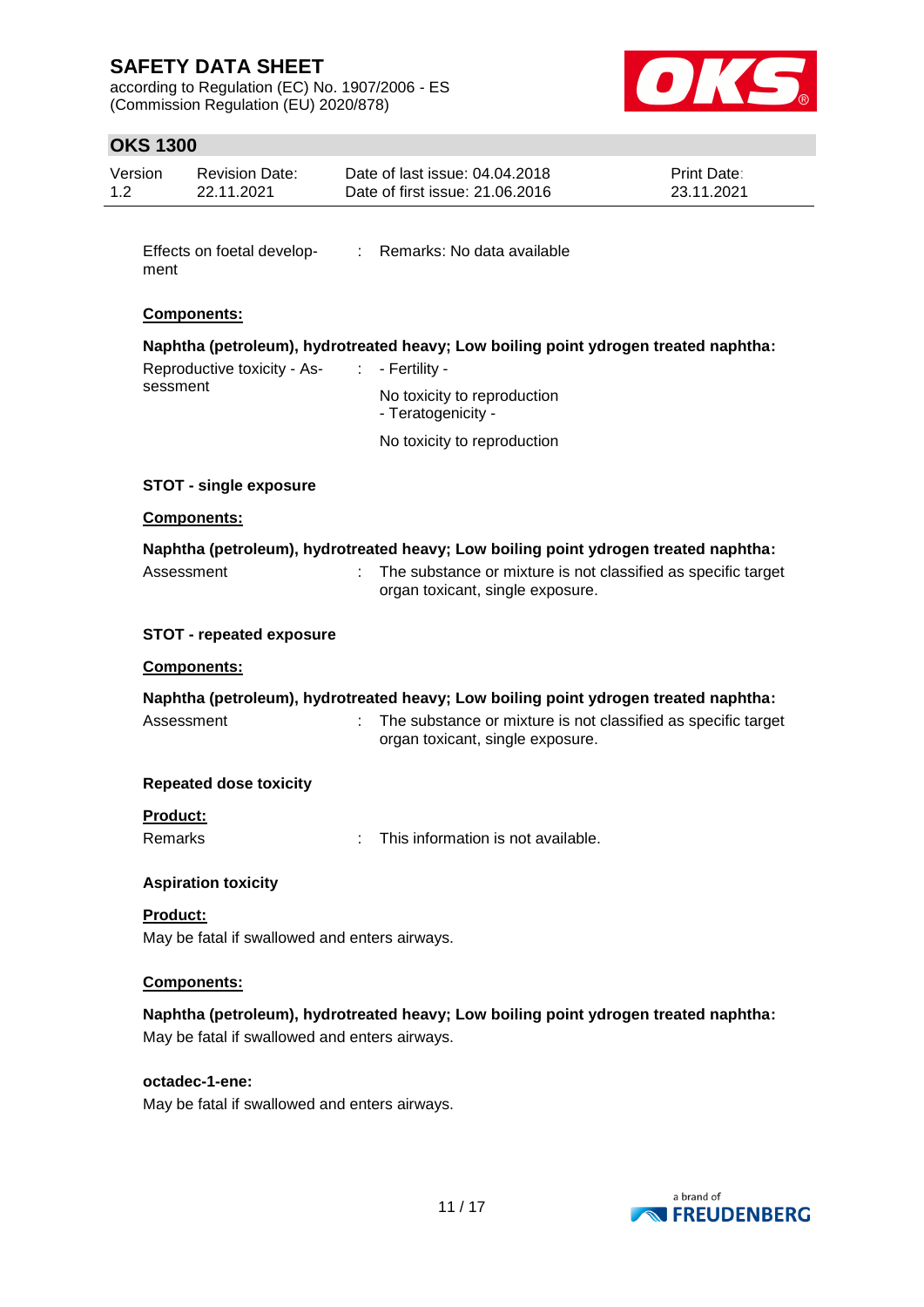Effects on foetal development : Remarks: No data available

**Components:**

**Naphtha (petroleum), hydrotreated heavy; Low boiling point ydrogen treated naphtha:**

Reproductive toxicity - Assessment : - Fertility -
No toxicity to reproduction
- Teratogenicity -
No toxicity to reproduction

**STOT - single exposure**

**Components:**

**Naphtha (petroleum), hydrotreated heavy; Low boiling point ydrogen treated naphtha:**

Assessment : The substance or mixture is not classified as specific target organ toxicant, single exposure.

**STOT - repeated exposure**

**Components:**

**Naphtha (petroleum), hydrotreated heavy; Low boiling point ydrogen treated naphtha:**

Assessment : The substance or mixture is not classified as specific target organ toxicant, single exposure.

**Repeated dose toxicity**

**Product:**

Remarks : This information is not available.

**Aspiration toxicity**

**Product:**

May be fatal if swallowed and enters airways.

**Components:**

**Naphtha (petroleum), hydrotreated heavy; Low boiling point ydrogen treated naphtha:**

May be fatal if swallowed and enters airways.

**octadec-1-ene:**

May be fatal if swallowed and enters airways.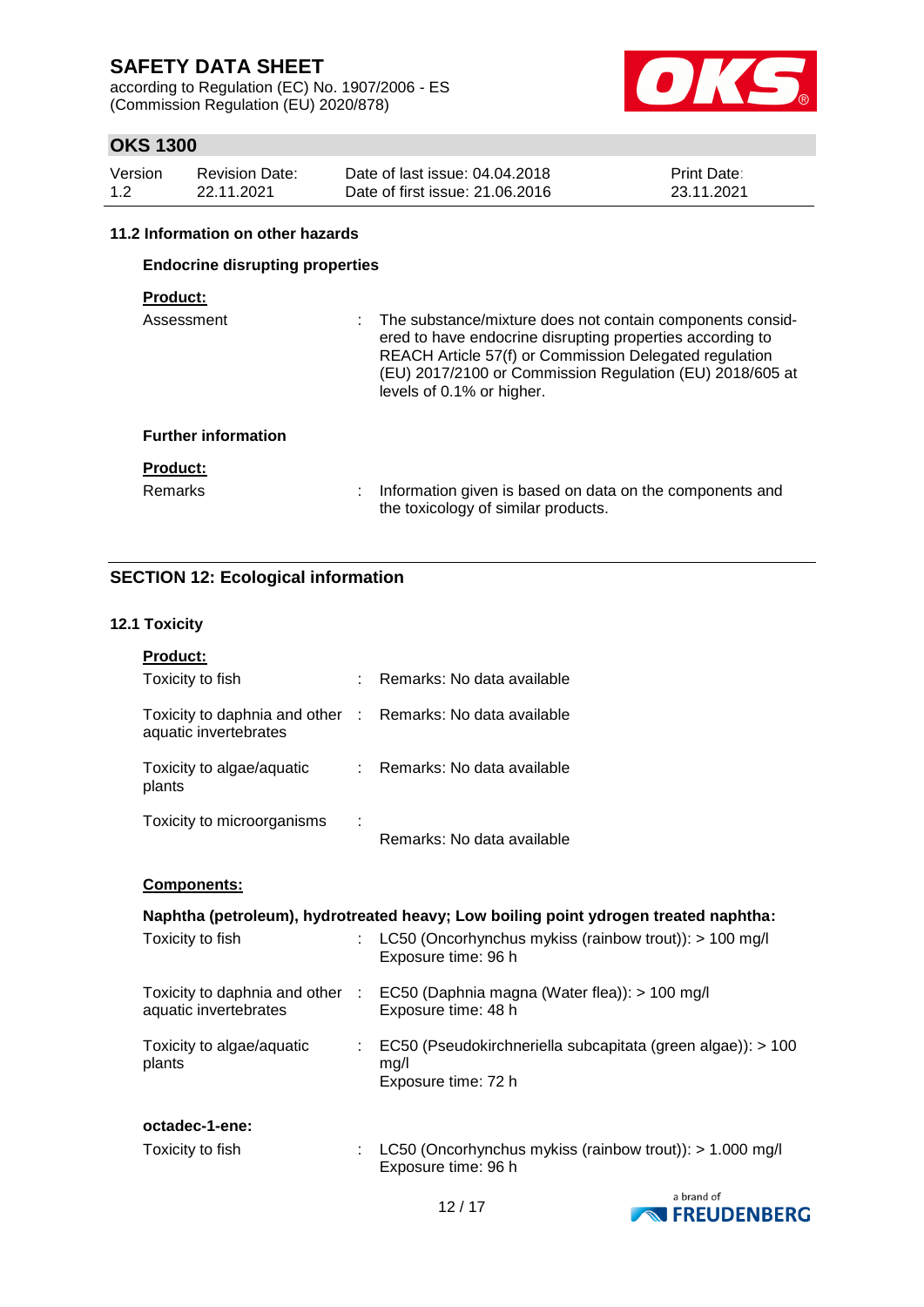### 11.2 Information on other hazards

#### Endocrine disrupting properties

**Product:**

Assessment : The substance/mixture does not contain components considered to have endocrine disrupting properties according to REACH Article 57(f) or Commission Delegated regulation (EU) 2017/2100 or Commission Regulation (EU) 2018/605 at levels of 0.1% or higher.

#### Further information

**Product:**

Remarks : Information given is based on data on the components and the toxicology of similar products.

## SECTION 12: Ecological information

### 12.1 Toxicity

**Product:**

Toxicity to fish : Remarks: No data available

Toxicity to daphnia and other aquatic invertebrates : Remarks: No data available

Toxicity to algae/aquatic plants : Remarks: No data available

Toxicity to microorganisms : Remarks: No data available

**Components:**

**Naphtha (petroleum), hydrotreated heavy; Low boiling point ydrogen treated naphtha:**

Toxicity to fish : LC50 (Oncorhynchus mykiss (rainbow trout)): > 100 mg/l
Exposure time: 96 h

Toxicity to daphnia and other aquatic invertebrates : EC50 (Daphnia magna (Water flea)): > 100 mg/l
Exposure time: 48 h

Toxicity to algae/aquatic plants : EC50 (Pseudokirchneriella subcapitata (green algae)): > 100 mg/l
Exposure time: 72 h

**octadec-1-ene:**

Toxicity to fish : LC50 (Oncorhynchus mykiss (rainbow trout)): > 1.000 mg/l
Exposure time: 96 h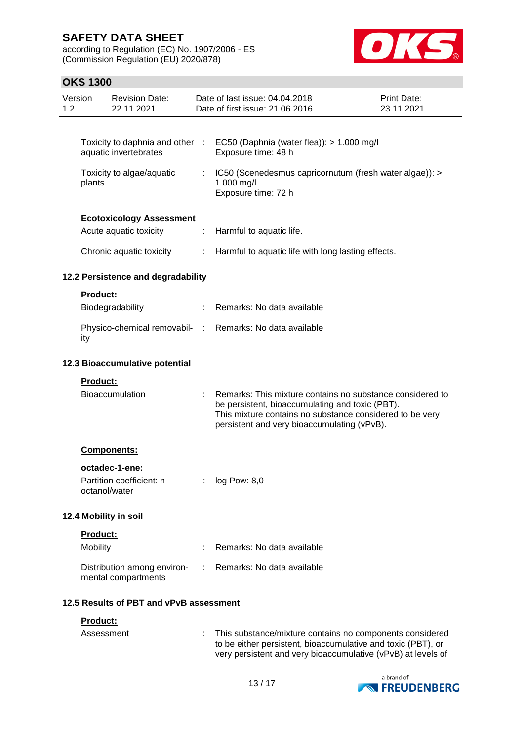| | | |
|---|---|---|
| Toxicity to daphnia and other aquatic invertebrates | : | EC50 (Daphnia (water flea)): > 1.000 mg/l<br>Exposure time: 48 h |
| Toxicity to algae/aquatic plants | : | IC50 (Scenedesmus capricornutum (fresh water algae)): > 1.000 mg/l<br>Exposure time: 72 h |

**Ecotoxicology Assessment**

| | | |
|---|---|---|
| Acute aquatic toxicity | : | Harmful to aquatic life. |
| Chronic aquatic toxicity | : | Harmful to aquatic life with long lasting effects. |

### 12.2 Persistence and degradability

**Product:**

| | | |
|---|---|---|
| Biodegradability | : | Remarks: No data available |
| Physico-chemical removability | : | Remarks: No data available |

### 12.3 Bioaccumulative potential

**Product:**

| | | |
|---|---|---|
| Bioaccumulation | : | Remarks: This mixture contains no substance considered to be persistent, bioaccumulating and toxic (PBT).<br>This mixture contains no substance considered to be very persistent and very bioaccumulating (vPvB). |

**Components:**

**octadec-1-ene:**

| | | |
|---|---|---|
| Partition coefficient: n-octanol/water | : | log Pow: 8,0 |

### 12.4 Mobility in soil

**Product:**

| | | |
|---|---|---|
| Mobility | : | Remarks: No data available |
| Distribution among environmental compartments | : | Remarks: No data available |

### 12.5 Results of PBT and vPvB assessment

**Product:**

| | | |
|---|---|---|
| Assessment | : | This substance/mixture contains no components considered to be either persistent, bioaccumulative and toxic (PBT), or very persistent and very bioaccumulative (vPvB) at levels of |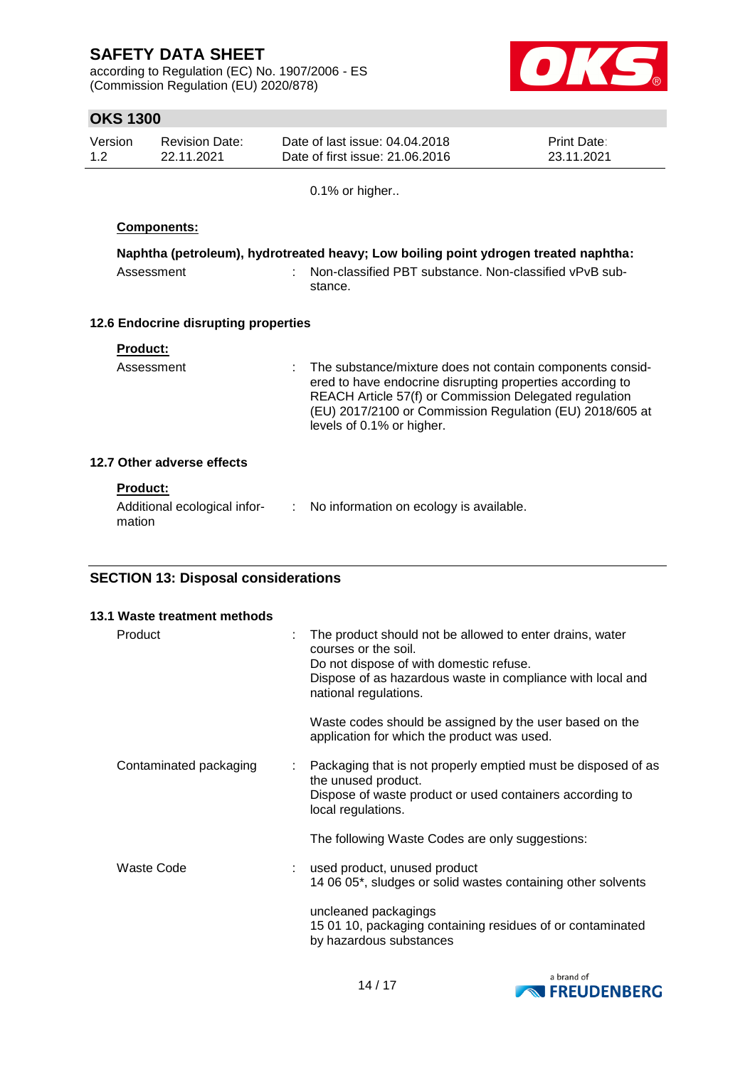0.1% or higher..

**Components:**

**Naphtha (petroleum), hydrotreated heavy; Low boiling point ydrogen treated naphtha:**

| | | |
|---|---|---|
| Assessment | : | Non-classified PBT substance. Non-classified vPvB substance. |

### 12.6 Endocrine disrupting properties

**Product:**

| | | |
|---|---|---|
| Assessment | : | The substance/mixture does not contain components considered to have endocrine disrupting properties according to REACH Article 57(f) or Commission Delegated regulation (EU) 2017/2100 or Commission Regulation (EU) 2018/605 at levels of 0.1% or higher. |

### 12.7 Other adverse effects

**Product:**

| | | |
|---|---|---|
| Additional ecological information | : | No information on ecology is available. |

## SECTION 13: Disposal considerations

### 13.1 Waste treatment methods

| | | |
|---|---|---|
| Product | : | The product should not be allowed to enter drains, water courses or the soil.<br>Do not dispose of with domestic refuse.<br>Dispose of as hazardous waste in compliance with local and national regulations.<br><br>Waste codes should be assigned by the user based on the application for which the product was used. |
| Contaminated packaging | : | Packaging that is not properly emptied must be disposed of as the unused product.<br>Dispose of waste product or used containers according to local regulations.<br><br>The following Waste Codes are only suggestions: |
| Waste Code | : | used product, unused product<br>14 06 05*, sludges or solid wastes containing other solvents<br><br>uncleaned packagings<br>15 01 10, packaging containing residues of or contaminated by hazardous substances |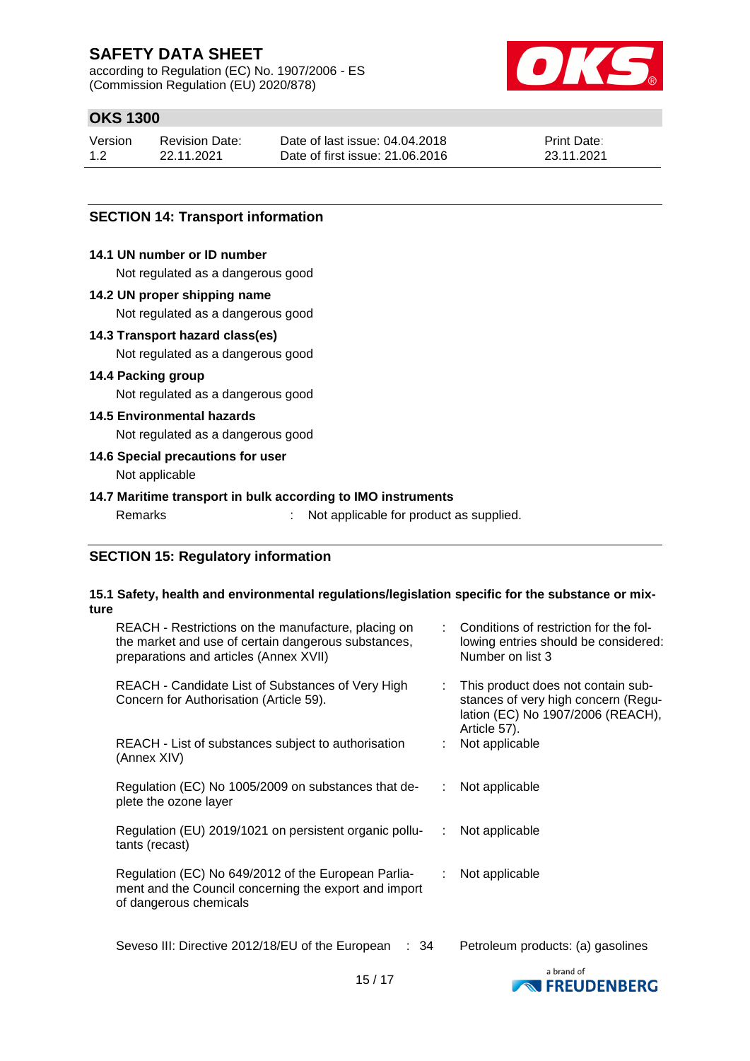## SECTION 14: Transport information

**14.1 UN number or ID number**

Not regulated as a dangerous good

**14.2 UN proper shipping name**

Not regulated as a dangerous good

**14.3 Transport hazard class(es)**

Not regulated as a dangerous good

**14.4 Packing group**

Not regulated as a dangerous good

**14.5 Environmental hazards**

Not regulated as a dangerous good

**14.6 Special precautions for user**

Not applicable

**14.7 Maritime transport in bulk according to IMO instruments**

Remarks : Not applicable for product as supplied.

## SECTION 15: Regulatory information

**15.1 Safety, health and environmental regulations/legislation specific for the substance or mixture**

| | | |
|---|---|---|
| REACH - Restrictions on the manufacture, placing on the market and use of certain dangerous substances, preparations and articles (Annex XVII) | : | Conditions of restriction for the following entries should be considered: Number on list 3 |
| REACH - Candidate List of Substances of Very High Concern for Authorisation (Article 59). | : | This product does not contain substances of very high concern (Regulation (EC) No 1907/2006 (REACH), Article 57). |
| REACH - List of substances subject to authorisation (Annex XIV) | : | Not applicable |
| Regulation (EC) No 1005/2009 on substances that deplete the ozone layer | : | Not applicable |
| Regulation (EU) 2019/1021 on persistent organic pollutants (recast) | : | Not applicable |
| Regulation (EC) No 649/2012 of the European Parliament and the Council concerning the export and import of dangerous chemicals | : | Not applicable |
| Seveso III: Directive 2012/18/EU of the European | : 34 | Petroleum products: (a) gasolines |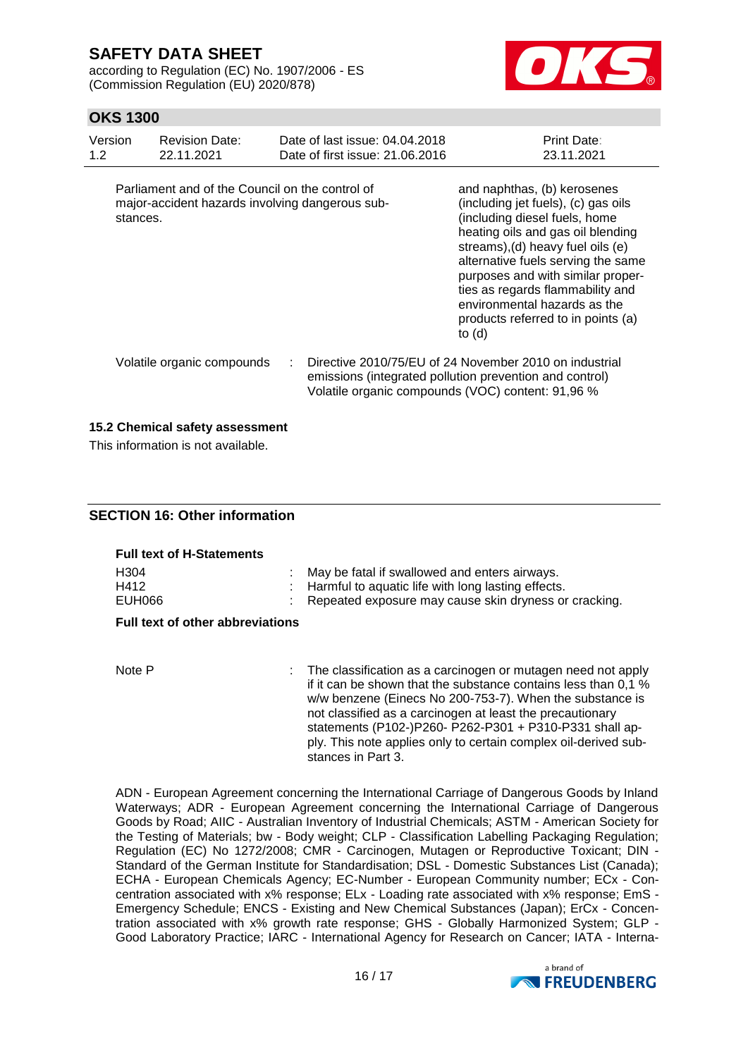| | | |
|---|---|---|
| Parliament and of the Council on the control of major-accident hazards involving dangerous substances. | | and naphthas, (b) kerosenes (including jet fuels), (c) gas oils (including diesel fuels, home heating oils and gas oil blending streams),(d) heavy fuel oils (e) alternative fuels serving the same purposes and with similar properties as regards flammability and environmental hazards as the products referred to in points (a) to (d) |
| Volatile organic compounds | : | Directive 2010/75/EU of 24 November 2010 on industrial emissions (integrated pollution prevention and control) Volatile organic compounds (VOC) content: 91,96 % |

### 15.2 Chemical safety assessment

This information is not available.

## SECTION 16: Other information

**Full text of H-Statements**

| | | |
|---|---|---|
| H304 | : | May be fatal if swallowed and enters airways. |
| H412 | : | Harmful to aquatic life with long lasting effects. |
| EUH066 | : | Repeated exposure may cause skin dryness or cracking. |

**Full text of other abbreviations**

| | | |
|---|---|---|
| Note P | : | The classification as a carcinogen or mutagen need not apply if it can be shown that the substance contains less than 0,1 % w/w benzene (Einecs No 200-753-7). When the substance is not classified as a carcinogen at least the precautionary statements (P102-)P260- P262-P301 + P310-P331 shall apply. This note applies only to certain complex oil-derived substances in Part 3. |

ADN - European Agreement concerning the International Carriage of Dangerous Goods by Inland Waterways; ADR - European Agreement concerning the International Carriage of Dangerous Goods by Road; AIIC - Australian Inventory of Industrial Chemicals; ASTM - American Society for the Testing of Materials; bw - Body weight; CLP - Classification Labelling Packaging Regulation; Regulation (EC) No 1272/2008; CMR - Carcinogen, Mutagen or Reproductive Toxicant; DIN - Standard of the German Institute for Standardisation; DSL - Domestic Substances List (Canada); ECHA - European Chemicals Agency; EC-Number - European Community number; ECx - Concentration associated with x% response; ELx - Loading rate associated with x% response; EmS - Emergency Schedule; ENCS - Existing and New Chemical Substances (Japan); ErCx - Concentration associated with x% growth rate response; GHS - Globally Harmonized System; GLP - Good Laboratory Practice; IARC - International Agency for Research on Cancer; IATA - Interna-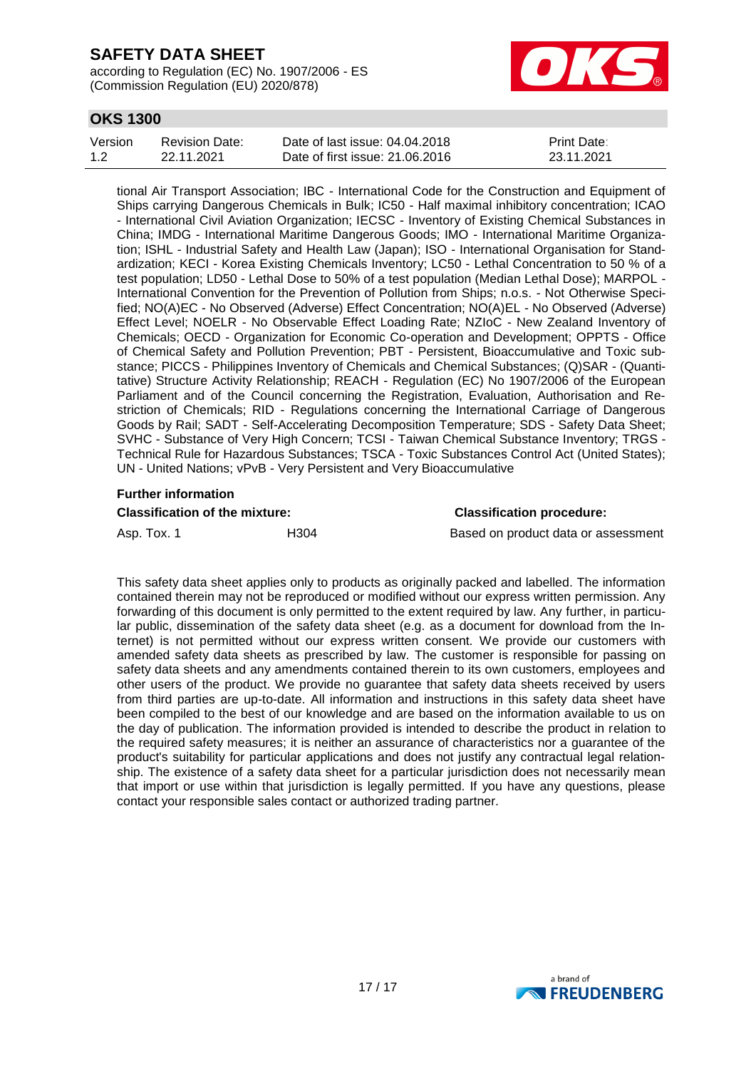tional Air Transport Association; IBC - International Code for the Construction and Equipment of Ships carrying Dangerous Chemicals in Bulk; IC50 - Half maximal inhibitory concentration; ICAO - International Civil Aviation Organization; IECSC - Inventory of Existing Chemical Substances in China; IMDG - International Maritime Dangerous Goods; IMO - International Maritime Organization; ISHL - Industrial Safety and Health Law (Japan); ISO - International Organisation for Standardization; KECI - Korea Existing Chemicals Inventory; LC50 - Lethal Concentration to 50 % of a test population; LD50 - Lethal Dose to 50% of a test population (Median Lethal Dose); MARPOL - International Convention for the Prevention of Pollution from Ships; n.o.s. - Not Otherwise Specified; NO(A)EC - No Observed (Adverse) Effect Concentration; NO(A)EL - No Observed (Adverse) Effect Level; NOELR - No Observable Effect Loading Rate; NZIoC - New Zealand Inventory of Chemicals; OECD - Organization for Economic Co-operation and Development; OPPTS - Office of Chemical Safety and Pollution Prevention; PBT - Persistent, Bioaccumulative and Toxic substance; PICCS - Philippines Inventory of Chemicals and Chemical Substances; (Q)SAR - (Quantitative) Structure Activity Relationship; REACH - Regulation (EC) No 1907/2006 of the European Parliament and of the Council concerning the Registration, Evaluation, Authorisation and Restriction of Chemicals; RID - Regulations concerning the International Carriage of Dangerous Goods by Rail; SADT - Self-Accelerating Decomposition Temperature; SDS - Safety Data Sheet; SVHC - Substance of Very High Concern; TCSI - Taiwan Chemical Substance Inventory; TRGS - Technical Rule for Hazardous Substances; TSCA - Toxic Substances Control Act (United States); UN - United Nations; vPvB - Very Persistent and Very Bioaccumulative

**Further information**

| **Classification of the mixture:** | | **Classification procedure:** |
|---|---|---|
| Asp. Tox. 1 | H304 | Based on product data or assessment |

This safety data sheet applies only to products as originally packed and labelled. The information contained therein may not be reproduced or modified without our express written permission. Any forwarding of this document is only permitted to the extent required by law. Any further, in particular public, dissemination of the safety data sheet (e.g. as a document for download from the Internet) is not permitted without our express written consent. We provide our customers with amended safety data sheets as prescribed by law. The customer is responsible for passing on safety data sheets and any amendments contained therein to its own customers, employees and other users of the product. We provide no guarantee that safety data sheets received by users from third parties are up-to-date. All information and instructions in this safety data sheet have been compiled to the best of our knowledge and are based on the information available to us on the day of publication. The information provided is intended to describe the product in relation to the required safety measures; it is neither an assurance of characteristics nor a guarantee of the product's suitability for particular applications and does not justify any contractual legal relationship. The existence of a safety data sheet for a particular jurisdiction does not necessarily mean that import or use within that jurisdiction is legally permitted. If you have any questions, please contact your responsible sales contact or authorized trading partner.